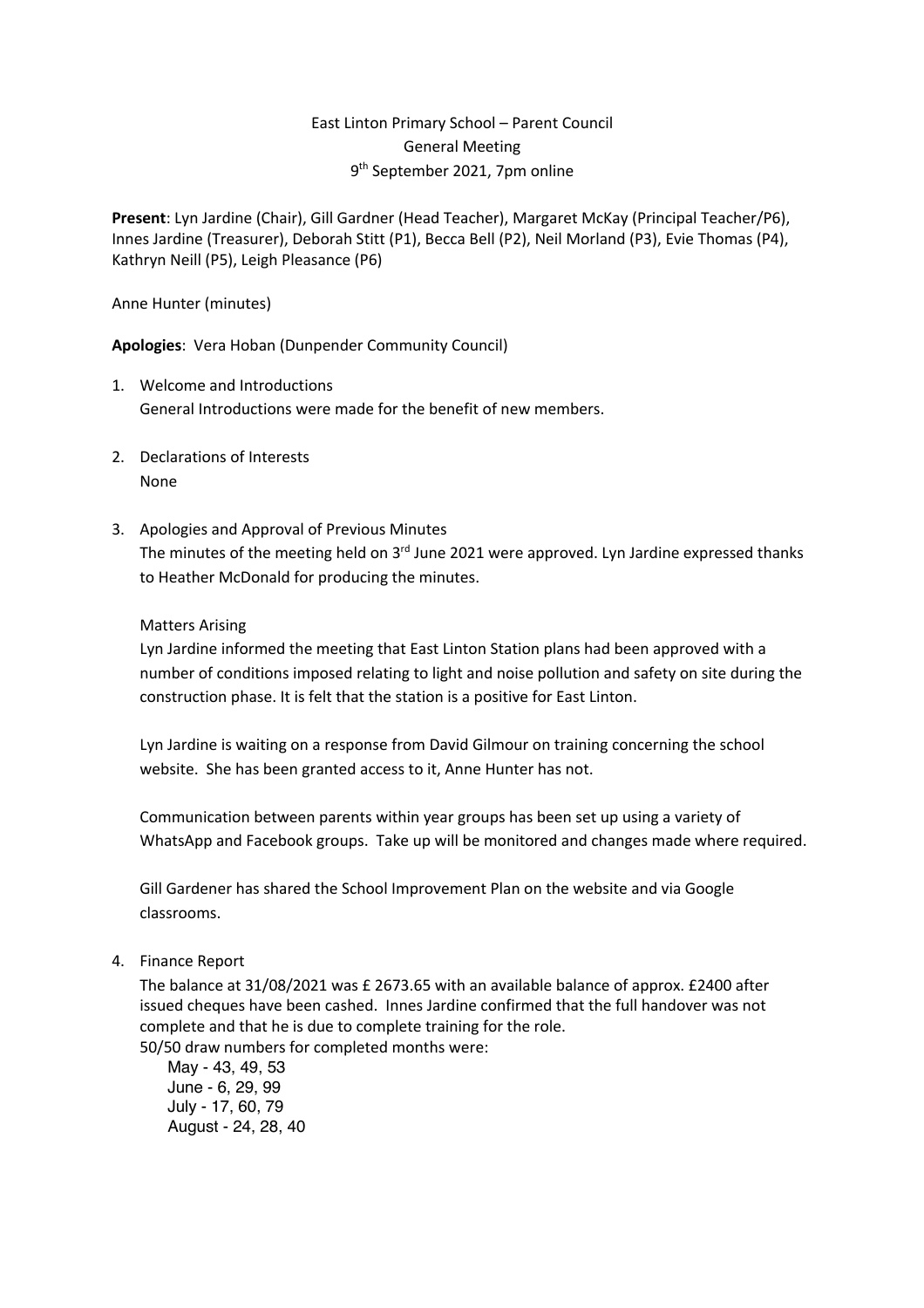East Linton Primary School – Parent Council
General Meeting
9th September 2021, 7pm online

**Present**: Lyn Jardine (Chair), Gill Gardner (Head Teacher), Margaret McKay (Principal Teacher/P6), Innes Jardine (Treasurer), Deborah Stitt (P1), Becca Bell (P2), Neil Morland (P3), Evie Thomas (P4), Kathryn Neill (P5), Leigh Pleasance (P6)

Anne Hunter (minutes)

**Apologies**: Vera Hoban (Dunpender Community Council)

1. Welcome and Introductions
   General Introductions were made for the benefit of new members.

2. Declarations of Interests
   None

3. Apologies and Approval of Previous Minutes
   The minutes of the meeting held on 3rd June 2021 were approved. Lyn Jardine expressed thanks to Heather McDonald for producing the minutes.

   Matters Arising

   Lyn Jardine informed the meeting that East Linton Station plans had been approved with a number of conditions imposed relating to light and noise pollution and safety on site during the construction phase. It is felt that the station is a positive for East Linton.

   Lyn Jardine is waiting on a response from David Gilmour on training concerning the school website. She has been granted access to it, Anne Hunter has not.

   Communication between parents within year groups has been set up using a variety of WhatsApp and Facebook groups. Take up will be monitored and changes made where required.

   Gill Gardener has shared the School Improvement Plan on the website and via Google classrooms.

4. Finance Report
   The balance at 31/08/2021 was £ 2673.65 with an available balance of approx. £2400 after issued cheques have been cashed. Innes Jardine confirmed that the full handover was not complete and that he is due to complete training for the role.
   50/50 draw numbers for completed months were:
   - May - 43, 49, 53
   - June - 6, 29, 99
   - July - 17, 60, 79
   - August - 24, 28, 40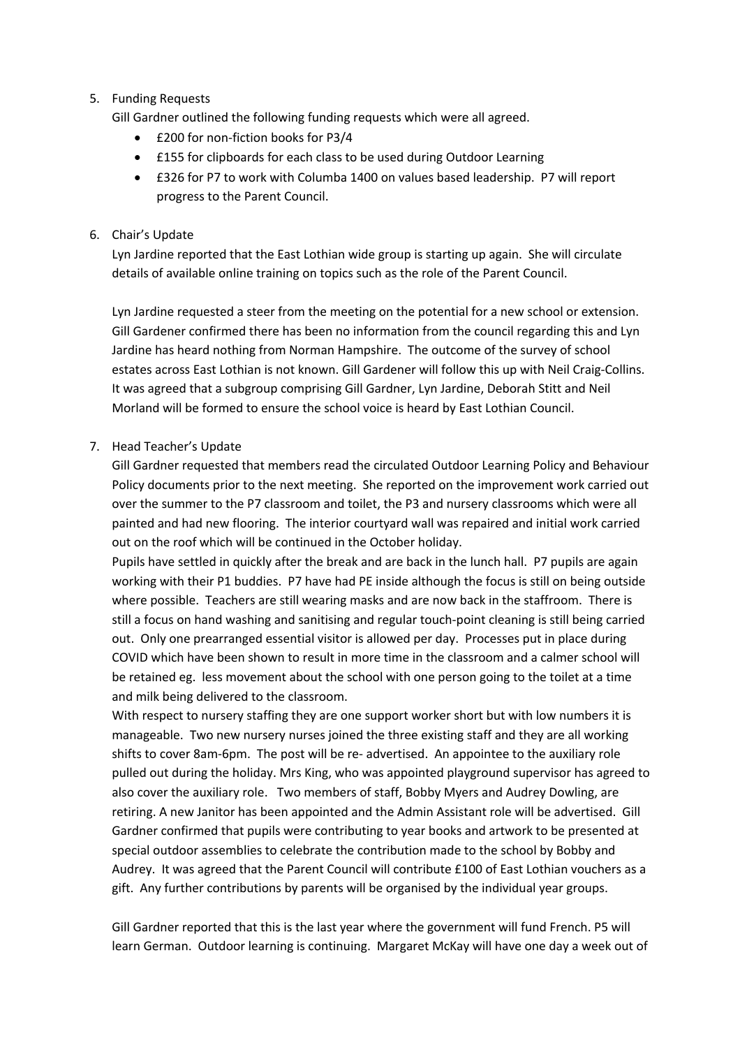5. Funding Requests

   Gill Gardner outlined the following funding requests which were all agreed.

   - £200 for non-fiction books for P3/4
   - £155 for clipboards for each class to be used during Outdoor Learning
   - £326 for P7 to work with Columba 1400 on values based leadership. P7 will report progress to the Parent Council.

6. Chair's Update

   Lyn Jardine reported that the East Lothian wide group is starting up again. She will circulate details of available online training on topics such as the role of the Parent Council.

   Lyn Jardine requested a steer from the meeting on the potential for a new school or extension. Gill Gardener confirmed there has been no information from the council regarding this and Lyn Jardine has heard nothing from Norman Hampshire. The outcome of the survey of school estates across East Lothian is not known. Gill Gardener will follow this up with Neil Craig-Collins. It was agreed that a subgroup comprising Gill Gardner, Lyn Jardine, Deborah Stitt and Neil Morland will be formed to ensure the school voice is heard by East Lothian Council.

7. Head Teacher's Update

   Gill Gardner requested that members read the circulated Outdoor Learning Policy and Behaviour Policy documents prior to the next meeting. She reported on the improvement work carried out over the summer to the P7 classroom and toilet, the P3 and nursery classrooms which were all painted and had new flooring. The interior courtyard wall was repaired and initial work carried out on the roof which will be continued in the October holiday.

   Pupils have settled in quickly after the break and are back in the lunch hall. P7 pupils are again working with their P1 buddies. P7 have had PE inside although the focus is still on being outside where possible. Teachers are still wearing masks and are now back in the staffroom. There is still a focus on hand washing and sanitising and regular touch-point cleaning is still being carried out. Only one prearranged essential visitor is allowed per day. Processes put in place during COVID which have been shown to result in more time in the classroom and a calmer school will be retained eg. less movement about the school with one person going to the toilet at a time and milk being delivered to the classroom.

   With respect to nursery staffing they are one support worker short but with low numbers it is manageable. Two new nursery nurses joined the three existing staff and they are all working shifts to cover 8am-6pm. The post will be re- advertised. An appointee to the auxiliary role pulled out during the holiday. Mrs King, who was appointed playground supervisor has agreed to also cover the auxiliary role. Two members of staff, Bobby Myers and Audrey Dowling, are retiring. A new Janitor has been appointed and the Admin Assistant role will be advertised. Gill Gardner confirmed that pupils were contributing to year books and artwork to be presented at special outdoor assemblies to celebrate the contribution made to the school by Bobby and Audrey. It was agreed that the Parent Council will contribute £100 of East Lothian vouchers as a gift. Any further contributions by parents will be organised by the individual year groups.

   Gill Gardner reported that this is the last year where the government will fund French. P5 will learn German. Outdoor learning is continuing. Margaret McKay will have one day a week out of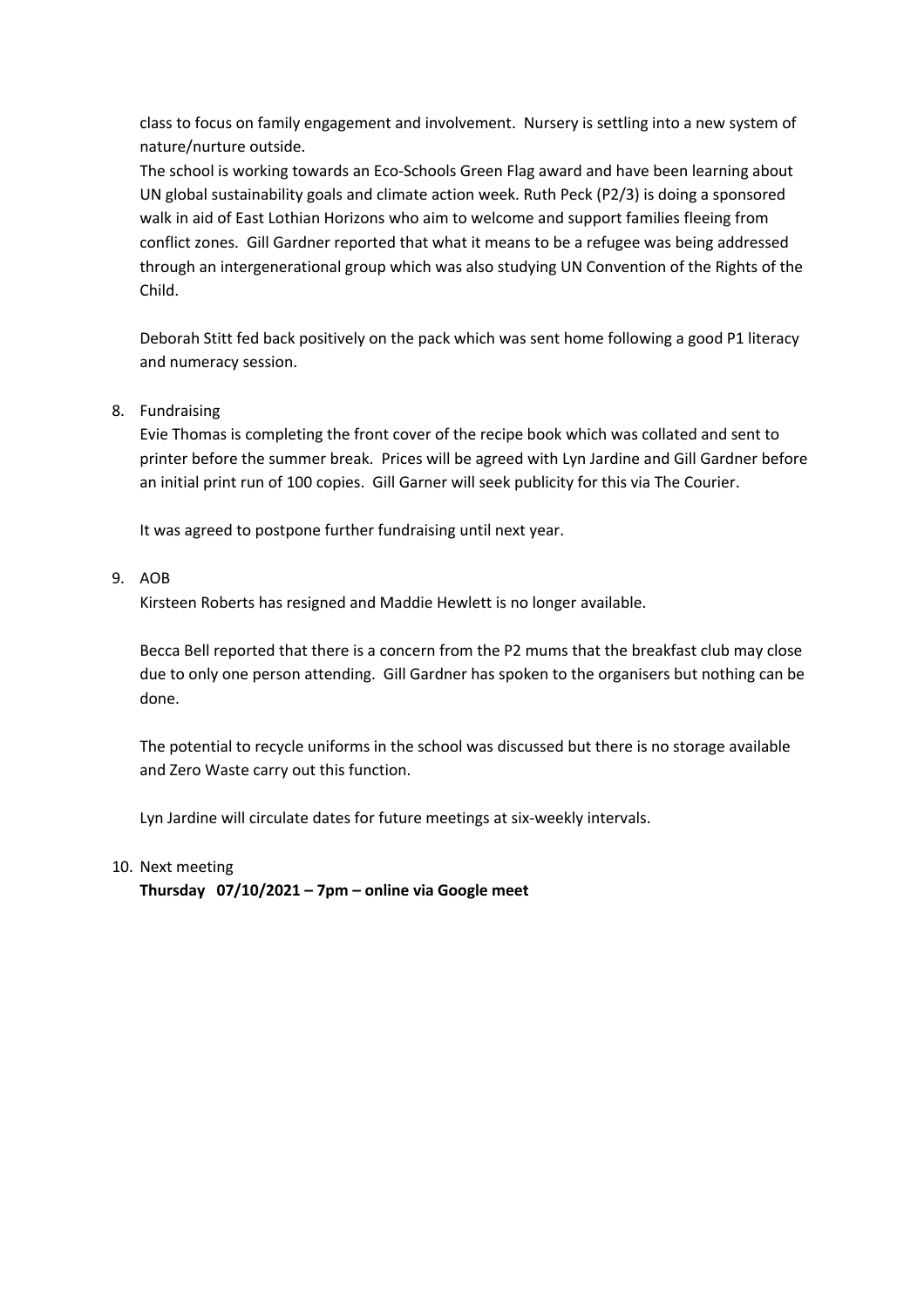class to focus on family engagement and involvement. Nursery is settling into a new system of nature/nurture outside.
The school is working towards an Eco-Schools Green Flag award and have been learning about UN global sustainability goals and climate action week. Ruth Peck (P2/3) is doing a sponsored walk in aid of East Lothian Horizons who aim to welcome and support families fleeing from conflict zones. Gill Gardner reported that what it means to be a refugee was being addressed through an intergenerational group which was also studying UN Convention of the Rights of the Child.

Deborah Stitt fed back positively on the pack which was sent home following a good P1 literacy and numeracy session.

8. Fundraising

   Evie Thomas is completing the front cover of the recipe book which was collated and sent to printer before the summer break. Prices will be agreed with Lyn Jardine and Gill Gardner before an initial print run of 100 copies. Gill Garner will seek publicity for this via The Courier.

   It was agreed to postpone further fundraising until next year.

9. AOB

   Kirsteen Roberts has resigned and Maddie Hewlett is no longer available.

   Becca Bell reported that there is a concern from the P2 mums that the breakfast club may close due to only one person attending. Gill Gardner has spoken to the organisers but nothing can be done.

   The potential to recycle uniforms in the school was discussed but there is no storage available and Zero Waste carry out this function.

   Lyn Jardine will circulate dates for future meetings at six-weekly intervals.

10. Next meeting

    **Thursday 07/10/2021 – 7pm – online via Google meet**